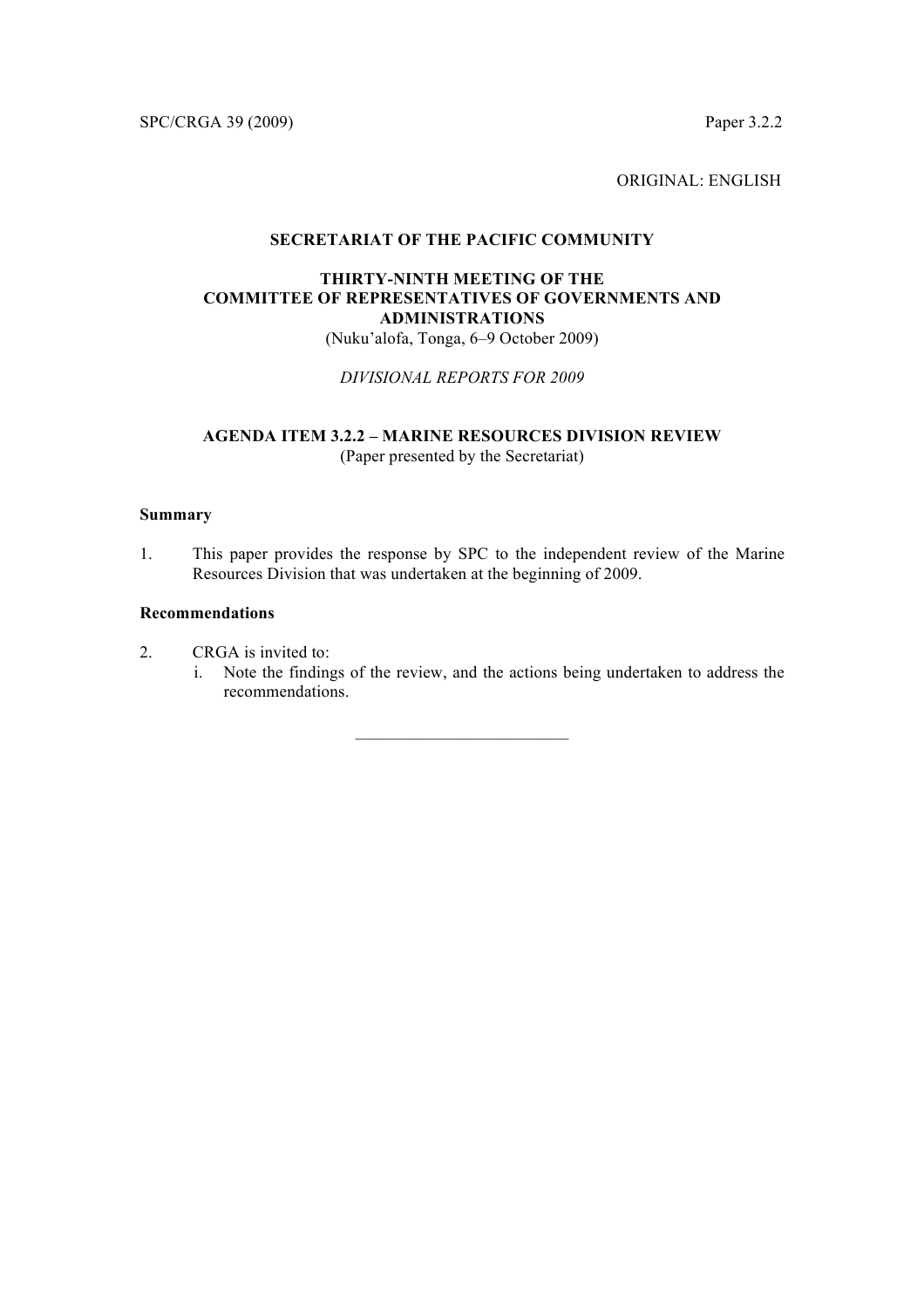SPC/CRGA 39 (2009) Paper 3.2.2

ORIGINAL: ENGLISH

**SECRETARIAT OF THE PACIFIC COMMUNITY**

**THIRTY-NINTH MEETING OF THE COMMITTEE OF REPRESENTATIVES OF GOVERNMENTS AND ADMINISTRATIONS**
(Nuku'alofa, Tonga, 6–9 October 2009)

*DIVISIONAL REPORTS FOR 2009*

**AGENDA ITEM 3.2.2 – MARINE RESOURCES DIVISION REVIEW**
(Paper presented by the Secretariat)

**Summary**

1. This paper provides the response by SPC to the independent review of the Marine Resources Division that was undertaken at the beginning of 2009.

**Recommendations**

2. CRGA is invited to:
   i. Note the findings of the review, and the actions being undertaken to address the recommendations.

---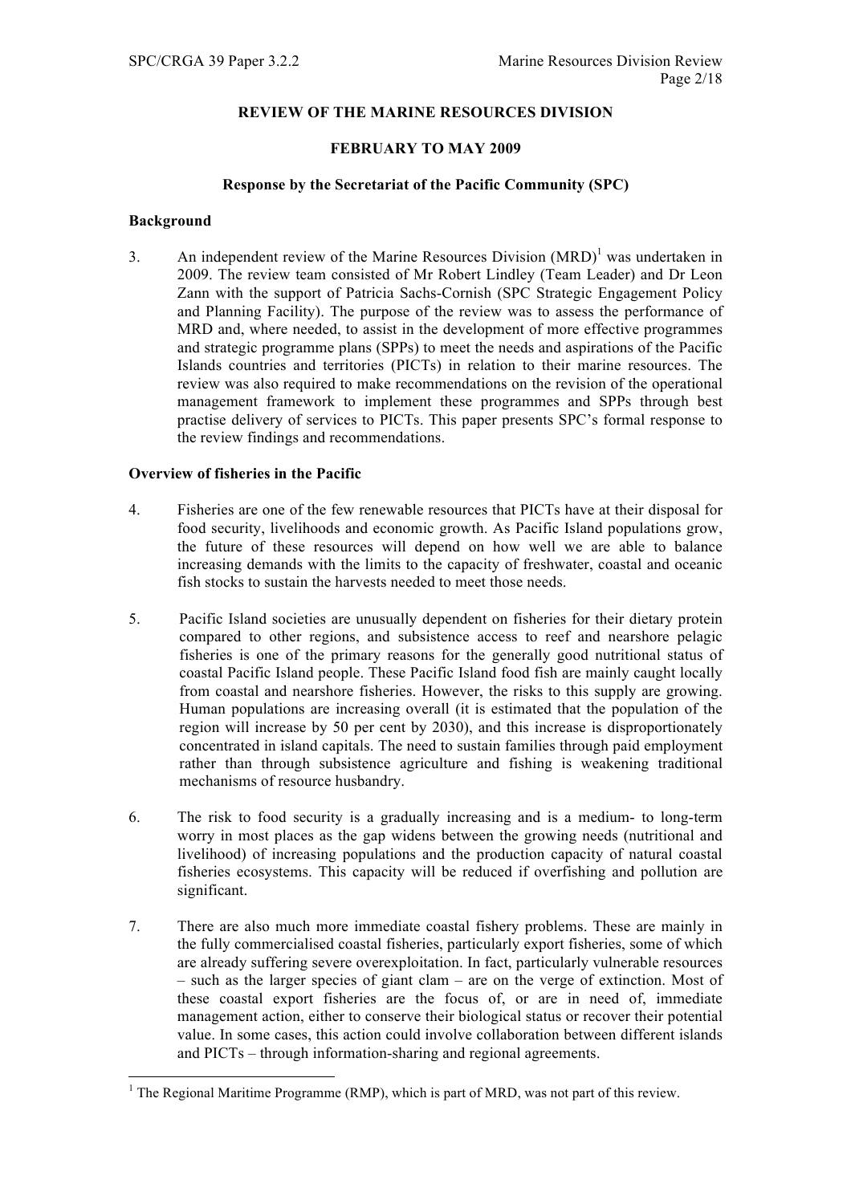**REVIEW OF THE MARINE RESOURCES DIVISION**

**FEBRUARY TO MAY 2009**

**Response by the Secretariat of the Pacific Community (SPC)**

**Background**

3. An independent review of the Marine Resources Division (MRD)[1] was undertaken in 2009. The review team consisted of Mr Robert Lindley (Team Leader) and Dr Leon Zann with the support of Patricia Sachs-Cornish (SPC Strategic Engagement Policy and Planning Facility). The purpose of the review was to assess the performance of MRD and, where needed, to assist in the development of more effective programmes and strategic programme plans (SPPs) to meet the needs and aspirations of the Pacific Islands countries and territories (PICTs) in relation to their marine resources. The review was also required to make recommendations on the revision of the operational management framework to implement these programmes and SPPs through best practise delivery of services to PICTs. This paper presents SPC's formal response to the review findings and recommendations.

**Overview of fisheries in the Pacific**

4. Fisheries are one of the few renewable resources that PICTs have at their disposal for food security, livelihoods and economic growth. As Pacific Island populations grow, the future of these resources will depend on how well we are able to balance increasing demands with the limits to the capacity of freshwater, coastal and oceanic fish stocks to sustain the harvests needed to meet those needs.

5. Pacific Island societies are unusually dependent on fisheries for their dietary protein compared to other regions, and subsistence access to reef and nearshore pelagic fisheries is one of the primary reasons for the generally good nutritional status of coastal Pacific Island people. These Pacific Island food fish are mainly caught locally from coastal and nearshore fisheries. However, the risks to this supply are growing. Human populations are increasing overall (it is estimated that the population of the region will increase by 50 per cent by 2030), and this increase is disproportionately concentrated in island capitals. The need to sustain families through paid employment rather than through subsistence agriculture and fishing is weakening traditional mechanisms of resource husbandry.

6. The risk to food security is a gradually increasing and is a medium- to long-term worry in most places as the gap widens between the growing needs (nutritional and livelihood) of increasing populations and the production capacity of natural coastal fisheries ecosystems. This capacity will be reduced if overfishing and pollution are significant.

7. There are also much more immediate coastal fishery problems. These are mainly in the fully commercialised coastal fisheries, particularly export fisheries, some of which are already suffering severe overexploitation. In fact, particularly vulnerable resources – such as the larger species of giant clam – are on the verge of extinction. Most of these coastal export fisheries are the focus of, or are in need of, immediate management action, either to conserve their biological status or recover their potential value. In some cases, this action could involve collaboration between different islands and PICTs – through information-sharing and regional agreements.

---

[1] The Regional Maritime Programme (RMP), which is part of MRD, was not part of this review.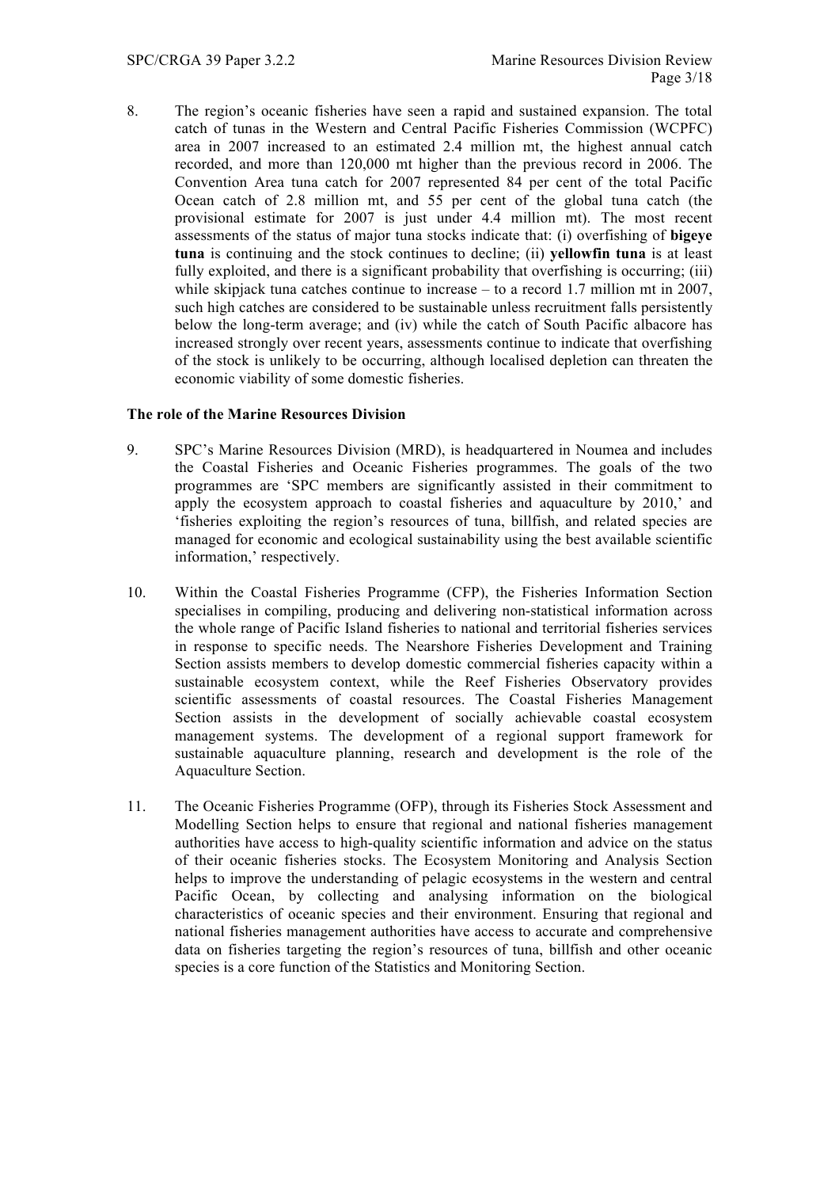8. The region's oceanic fisheries have seen a rapid and sustained expansion. The total catch of tunas in the Western and Central Pacific Fisheries Commission (WCPFC) area in 2007 increased to an estimated 2.4 million mt, the highest annual catch recorded, and more than 120,000 mt higher than the previous record in 2006. The Convention Area tuna catch for 2007 represented 84 per cent of the total Pacific Ocean catch of 2.8 million mt, and 55 per cent of the global tuna catch (the provisional estimate for 2007 is just under 4.4 million mt). The most recent assessments of the status of major tuna stocks indicate that: (i) overfishing of **bigeye tuna** is continuing and the stock continues to decline; (ii) **yellowfin tuna** is at least fully exploited, and there is a significant probability that overfishing is occurring; (iii) while skipjack tuna catches continue to increase – to a record 1.7 million mt in 2007, such high catches are considered to be sustainable unless recruitment falls persistently below the long-term average; and (iv) while the catch of South Pacific albacore has increased strongly over recent years, assessments continue to indicate that overfishing of the stock is unlikely to be occurring, although localised depletion can threaten the economic viability of some domestic fisheries.

**The role of the Marine Resources Division**

9. SPC's Marine Resources Division (MRD), is headquartered in Noumea and includes the Coastal Fisheries and Oceanic Fisheries programmes. The goals of the two programmes are 'SPC members are significantly assisted in their commitment to apply the ecosystem approach to coastal fisheries and aquaculture by 2010,' and 'fisheries exploiting the region's resources of tuna, billfish, and related species are managed for economic and ecological sustainability using the best available scientific information,' respectively.

10. Within the Coastal Fisheries Programme (CFP), the Fisheries Information Section specialises in compiling, producing and delivering non-statistical information across the whole range of Pacific Island fisheries to national and territorial fisheries services in response to specific needs. The Nearshore Fisheries Development and Training Section assists members to develop domestic commercial fisheries capacity within a sustainable ecosystem context, while the Reef Fisheries Observatory provides scientific assessments of coastal resources. The Coastal Fisheries Management Section assists in the development of socially achievable coastal ecosystem management systems. The development of a regional support framework for sustainable aquaculture planning, research and development is the role of the Aquaculture Section.

11. The Oceanic Fisheries Programme (OFP), through its Fisheries Stock Assessment and Modelling Section helps to ensure that regional and national fisheries management authorities have access to high-quality scientific information and advice on the status of their oceanic fisheries stocks. The Ecosystem Monitoring and Analysis Section helps to improve the understanding of pelagic ecosystems in the western and central Pacific Ocean, by collecting and analysing information on the biological characteristics of oceanic species and their environment. Ensuring that regional and national fisheries management authorities have access to accurate and comprehensive data on fisheries targeting the region's resources of tuna, billfish and other oceanic species is a core function of the Statistics and Monitoring Section.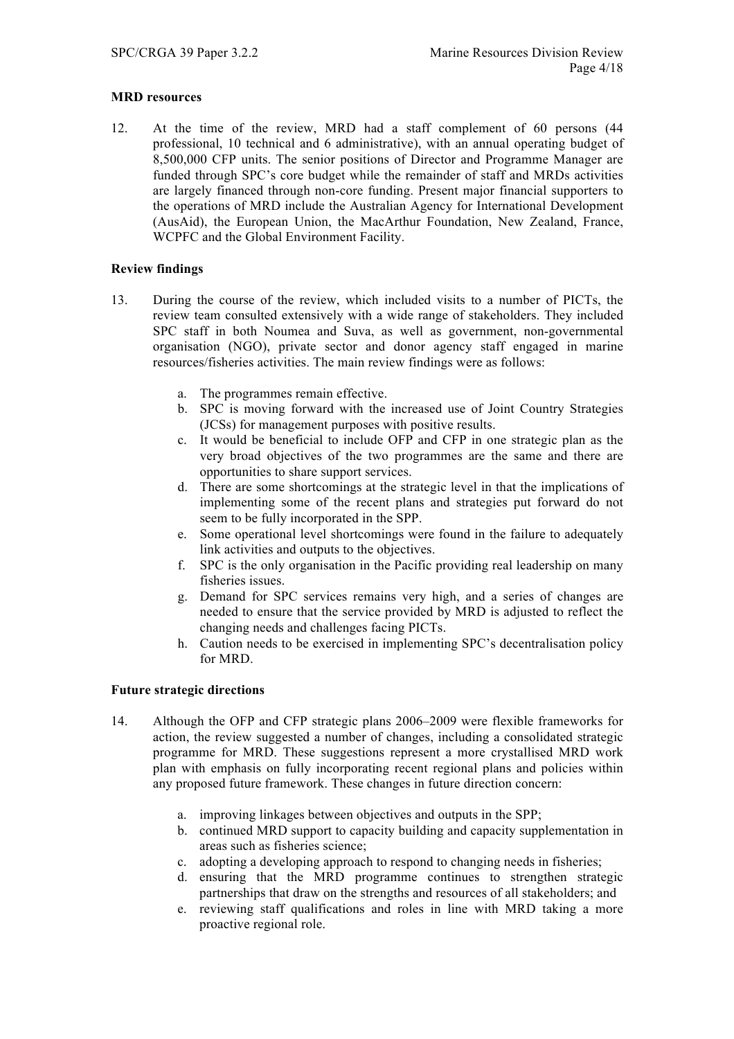**MRD resources**

12. At the time of the review, MRD had a staff complement of 60 persons (44 professional, 10 technical and 6 administrative), with an annual operating budget of 8,500,000 CFP units. The senior positions of Director and Programme Manager are funded through SPC's core budget while the remainder of staff and MRDs activities are largely financed through non-core funding. Present major financial supporters to the operations of MRD include the Australian Agency for International Development (AusAid), the European Union, the MacArthur Foundation, New Zealand, France, WCPFC and the Global Environment Facility.

**Review findings**

13. During the course of the review, which included visits to a number of PICTs, the review team consulted extensively with a wide range of stakeholders. They included SPC staff in both Noumea and Suva, as well as government, non-governmental organisation (NGO), private sector and donor agency staff engaged in marine resources/fisheries activities. The main review findings were as follows:

    a. The programmes remain effective.
    b. SPC is moving forward with the increased use of Joint Country Strategies (JCSs) for management purposes with positive results.
    c. It would be beneficial to include OFP and CFP in one strategic plan as the very broad objectives of the two programmes are the same and there are opportunities to share support services.
    d. There are some shortcomings at the strategic level in that the implications of implementing some of the recent plans and strategies put forward do not seem to be fully incorporated in the SPP.
    e. Some operational level shortcomings were found in the failure to adequately link activities and outputs to the objectives.
    f. SPC is the only organisation in the Pacific providing real leadership on many fisheries issues.
    g. Demand for SPC services remains very high, and a series of changes are needed to ensure that the service provided by MRD is adjusted to reflect the changing needs and challenges facing PICTs.
    h. Caution needs to be exercised in implementing SPC's decentralisation policy for MRD.

**Future strategic directions**

14. Although the OFP and CFP strategic plans 2006–2009 were flexible frameworks for action, the review suggested a number of changes, including a consolidated strategic programme for MRD. These suggestions represent a more crystallised MRD work plan with emphasis on fully incorporating recent regional plans and policies within any proposed future framework. These changes in future direction concern:

    a. improving linkages between objectives and outputs in the SPP;
    b. continued MRD support to capacity building and capacity supplementation in areas such as fisheries science;
    c. adopting a developing approach to respond to changing needs in fisheries;
    d. ensuring that the MRD programme continues to strengthen strategic partnerships that draw on the strengths and resources of all stakeholders; and
    e. reviewing staff qualifications and roles in line with MRD taking a more proactive regional role.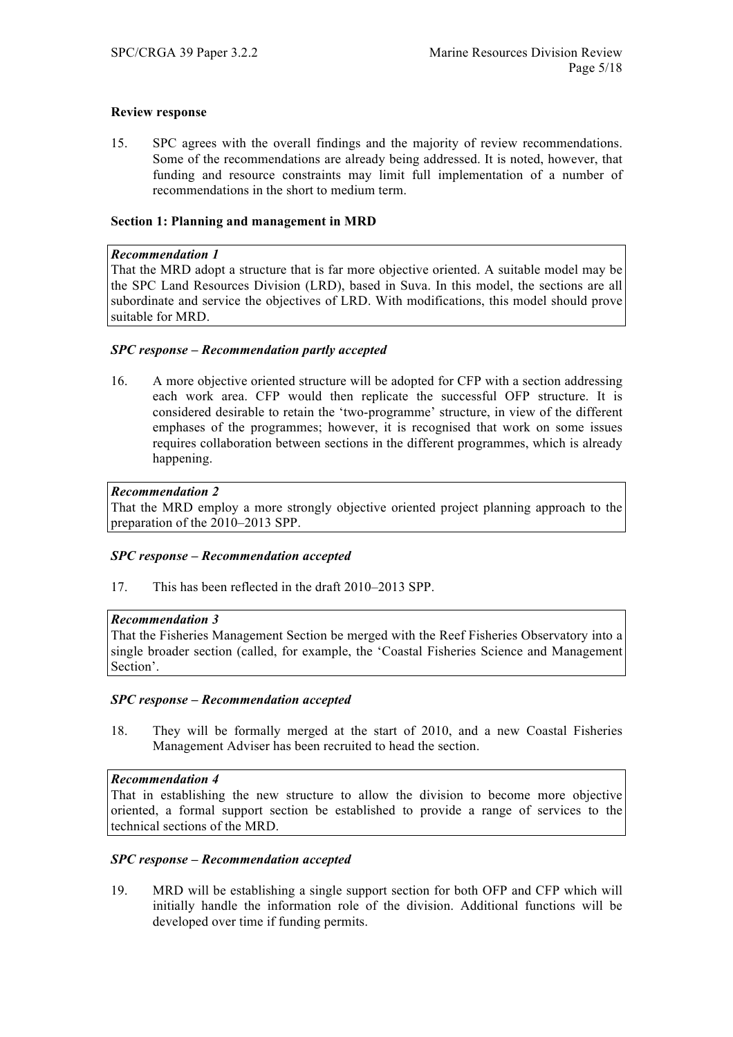**Review response**

15. SPC agrees with the overall findings and the majority of review recommendations. Some of the recommendations are already being addressed. It is noted, however, that funding and resource constraints may limit full implementation of a number of recommendations in the short to medium term.

**Section 1: Planning and management in MRD**

> ***Recommendation 1***
> That the MRD adopt a structure that is far more objective oriented. A suitable model may be the SPC Land Resources Division (LRD), based in Suva. In this model, the sections are all subordinate and service the objectives of LRD. With modifications, this model should prove suitable for MRD.

***SPC response – Recommendation partly accepted***

16. A more objective oriented structure will be adopted for CFP with a section addressing each work area. CFP would then replicate the successful OFP structure. It is considered desirable to retain the 'two-programme' structure, in view of the different emphases of the programmes; however, it is recognised that work on some issues requires collaboration between sections in the different programmes, which is already happening.

> ***Recommendation 2***
> That the MRD employ a more strongly objective oriented project planning approach to the preparation of the 2010–2013 SPP.

***SPC response – Recommendation accepted***

17. This has been reflected in the draft 2010–2013 SPP.

> ***Recommendation 3***
> That the Fisheries Management Section be merged with the Reef Fisheries Observatory into a single broader section (called, for example, the 'Coastal Fisheries Science and Management Section'.

***SPC response – Recommendation accepted***

18. They will be formally merged at the start of 2010, and a new Coastal Fisheries Management Adviser has been recruited to head the section.

> ***Recommendation 4***
> That in establishing the new structure to allow the division to become more objective oriented, a formal support section be established to provide a range of services to the technical sections of the MRD.

***SPC response – Recommendation accepted***

19. MRD will be establishing a single support section for both OFP and CFP which will initially handle the information role of the division. Additional functions will be developed over time if funding permits.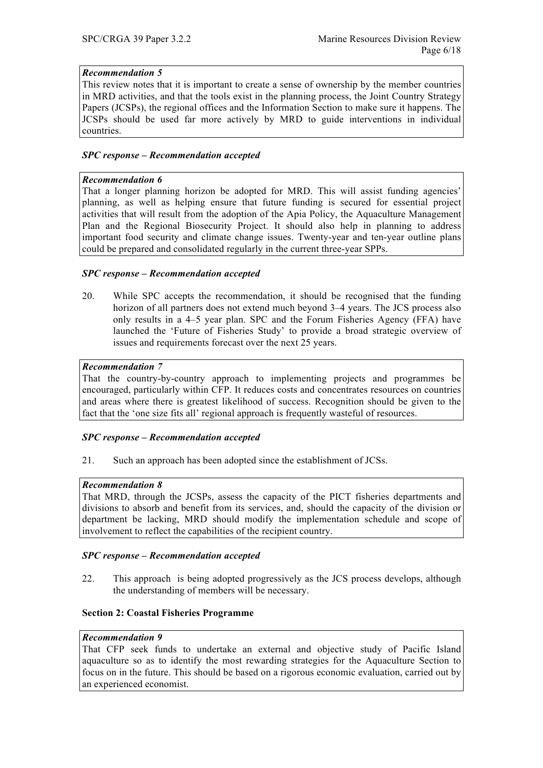***Recommendation 5***

This review notes that it is important to create a sense of ownership by the member countries in MRD activities, and that the tools exist in the planning process, the Joint Country Strategy Papers (JCSPs), the regional offices and the Information Section to make sure it happens. The JCSPs should be used far more actively by MRD to guide interventions in individual countries.

***SPC response – Recommendation accepted***

***Recommendation 6***

That a longer planning horizon be adopted for MRD. This will assist funding agencies' planning, as well as helping ensure that future funding is secured for essential project activities that will result from the adoption of the Apia Policy, the Aquaculture Management Plan and the Regional Biosecurity Project. It should also help in planning to address important food security and climate change issues. Twenty-year and ten-year outline plans could be prepared and consolidated regularly in the current three-year SPPs.

***SPC response – Recommendation accepted***

20. While SPC accepts the recommendation, it should be recognised that the funding horizon of all partners does not extend much beyond 3–4 years. The JCS process also only results in a 4–5 year plan. SPC and the Forum Fisheries Agency (FFA) have launched the 'Future of Fisheries Study' to provide a broad strategic overview of issues and requirements forecast over the next 25 years.

***Recommendation 7***

That the country-by-country approach to implementing projects and programmes be encouraged, particularly within CFP. It reduces costs and concentrates resources on countries and areas where there is greatest likelihood of success. Recognition should be given to the fact that the 'one size fits all' regional approach is frequently wasteful of resources.

***SPC response – Recommendation accepted***

21. Such an approach has been adopted since the establishment of JCSs.

***Recommendation 8***

That MRD, through the JCSPs, assess the capacity of the PICT fisheries departments and divisions to absorb and benefit from its services, and, should the capacity of the division or department be lacking, MRD should modify the implementation schedule and scope of involvement to reflect the capabilities of the recipient country.

***SPC response – Recommendation accepted***

22. This approach is being adopted progressively as the JCS process develops, although the understanding of members will be necessary.

**Section 2: Coastal Fisheries Programme**

***Recommendation 9***

That CFP seek funds to undertake an external and objective study of Pacific Island aquaculture so as to identify the most rewarding strategies for the Aquaculture Section to focus on in the future. This should be based on a rigorous economic evaluation, carried out by an experienced economist.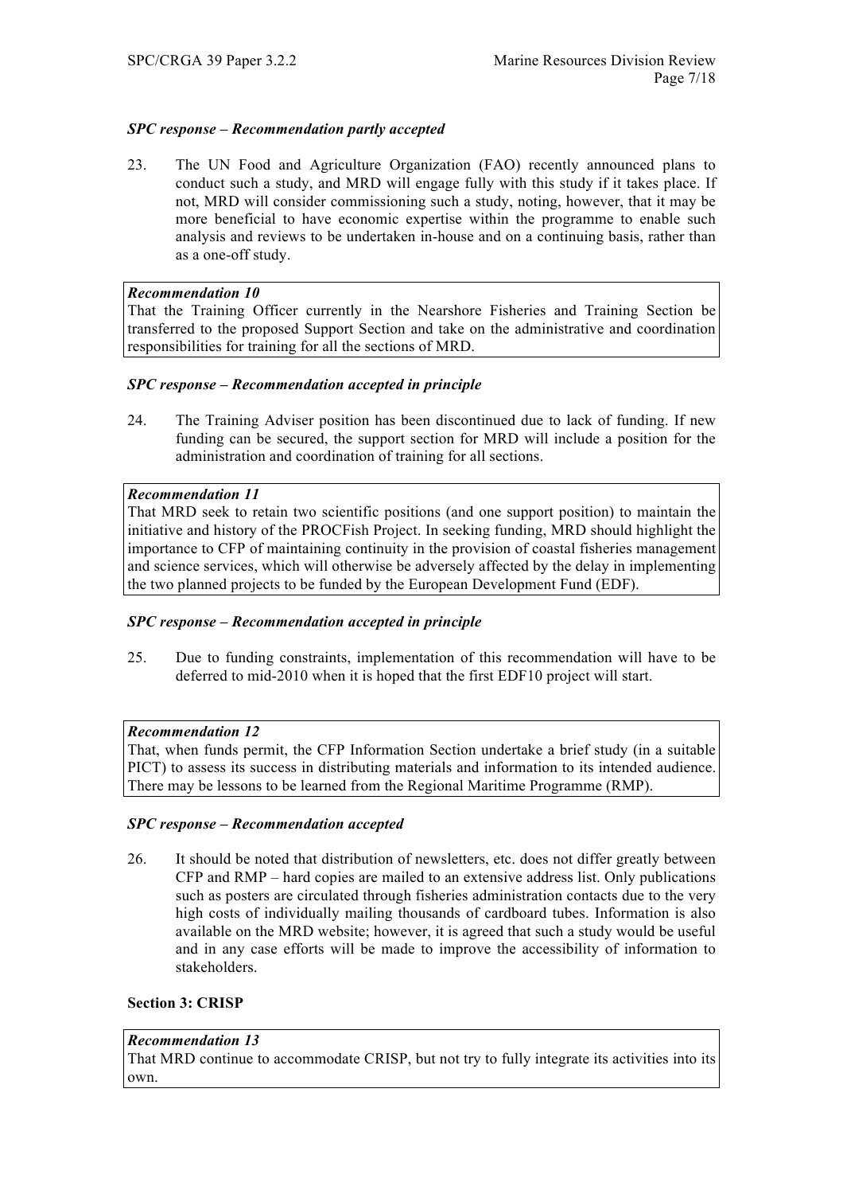***SPC response – Recommendation partly accepted***

23. The UN Food and Agriculture Organization (FAO) recently announced plans to conduct such a study, and MRD will engage fully with this study if it takes place. If not, MRD will consider commissioning such a study, noting, however, that it may be more beneficial to have economic expertise within the programme to enable such analysis and reviews to be undertaken in-house and on a continuing basis, rather than as a one-off study.

***Recommendation 10***
That the Training Officer currently in the Nearshore Fisheries and Training Section be transferred to the proposed Support Section and take on the administrative and coordination responsibilities for training for all the sections of MRD.

***SPC response – Recommendation accepted in principle***

24. The Training Adviser position has been discontinued due to lack of funding. If new funding can be secured, the support section for MRD will include a position for the administration and coordination of training for all sections.

***Recommendation 11***
That MRD seek to retain two scientific positions (and one support position) to maintain the initiative and history of the PROCFish Project. In seeking funding, MRD should highlight the importance to CFP of maintaining continuity in the provision of coastal fisheries management and science services, which will otherwise be adversely affected by the delay in implementing the two planned projects to be funded by the European Development Fund (EDF).

***SPC response – Recommendation accepted in principle***

25. Due to funding constraints, implementation of this recommendation will have to be deferred to mid-2010 when it is hoped that the first EDF10 project will start.

***Recommendation 12***
That, when funds permit, the CFP Information Section undertake a brief study (in a suitable PICT) to assess its success in distributing materials and information to its intended audience. There may be lessons to be learned from the Regional Maritime Programme (RMP).

***SPC response – Recommendation accepted***

26. It should be noted that distribution of newsletters, etc. does not differ greatly between CFP and RMP – hard copies are mailed to an extensive address list. Only publications such as posters are circulated through fisheries administration contacts due to the very high costs of individually mailing thousands of cardboard tubes. Information is also available on the MRD website; however, it is agreed that such a study would be useful and in any case efforts will be made to improve the accessibility of information to stakeholders.

**Section 3: CRISP**

***Recommendation 13***
That MRD continue to accommodate CRISP, but not try to fully integrate its activities into its own.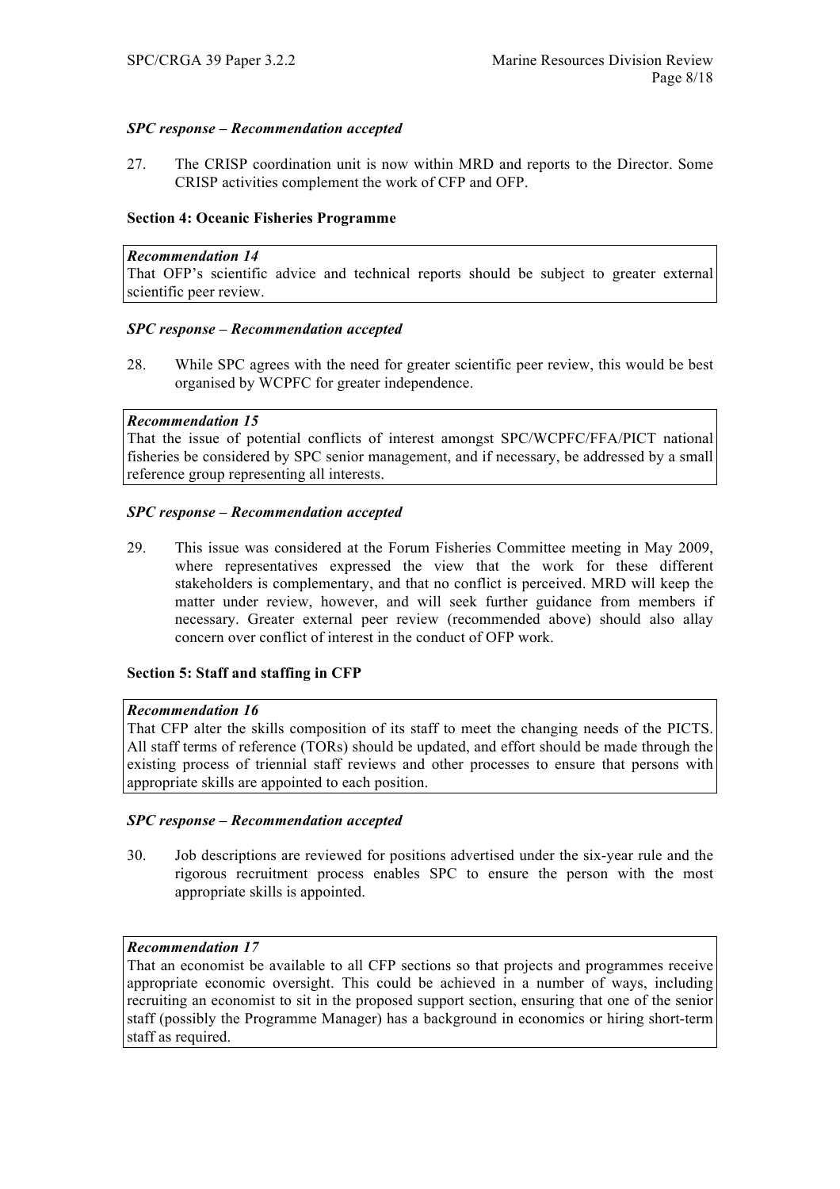*SPC response – Recommendation accepted*

27. The CRISP coordination unit is now within MRD and reports to the Director. Some CRISP activities complement the work of CFP and OFP.

**Section 4: Oceanic Fisheries Programme**

> ***Recommendation 14***
> That OFP's scientific advice and technical reports should be subject to greater external scientific peer review.

*SPC response – Recommendation accepted*

28. While SPC agrees with the need for greater scientific peer review, this would be best organised by WCPFC for greater independence.

> ***Recommendation 15***
> That the issue of potential conflicts of interest amongst SPC/WCPFC/FFA/PICT national fisheries be considered by SPC senior management, and if necessary, be addressed by a small reference group representing all interests.

*SPC response – Recommendation accepted*

29. This issue was considered at the Forum Fisheries Committee meeting in May 2009, where representatives expressed the view that the work for these different stakeholders is complementary, and that no conflict is perceived. MRD will keep the matter under review, however, and will seek further guidance from members if necessary. Greater external peer review (recommended above) should also allay concern over conflict of interest in the conduct of OFP work.

**Section 5: Staff and staffing in CFP**

> ***Recommendation 16***
> That CFP alter the skills composition of its staff to meet the changing needs of the PICTS. All staff terms of reference (TORs) should be updated, and effort should be made through the existing process of triennial staff reviews and other processes to ensure that persons with appropriate skills are appointed to each position.

*SPC response – Recommendation accepted*

30. Job descriptions are reviewed for positions advertised under the six-year rule and the rigorous recruitment process enables SPC to ensure the person with the most appropriate skills is appointed.

> ***Recommendation 17***
> That an economist be available to all CFP sections so that projects and programmes receive appropriate economic oversight. This could be achieved in a number of ways, including recruiting an economist to sit in the proposed support section, ensuring that one of the senior staff (possibly the Programme Manager) has a background in economics or hiring short-term staff as required.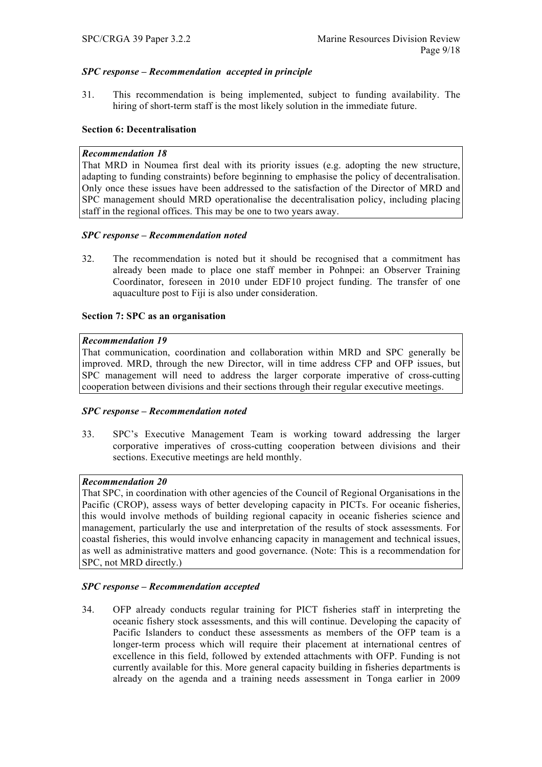***SPC response – Recommendation accepted in principle***

31. This recommendation is being implemented, subject to funding availability. The hiring of short-term staff is the most likely solution in the immediate future.

**Section 6: Decentralisation**

> ***Recommendation 18***
> That MRD in Noumea first deal with its priority issues (e.g. adopting the new structure, adapting to funding constraints) before beginning to emphasise the policy of decentralisation. Only once these issues have been addressed to the satisfaction of the Director of MRD and SPC management should MRD operationalise the decentralisation policy, including placing staff in the regional offices. This may be one to two years away.

***SPC response – Recommendation noted***

32. The recommendation is noted but it should be recognised that a commitment has already been made to place one staff member in Pohnpei: an Observer Training Coordinator, foreseen in 2010 under EDF10 project funding. The transfer of one aquaculture post to Fiji is also under consideration.

**Section 7: SPC as an organisation**

> ***Recommendation 19***
> That communication, coordination and collaboration within MRD and SPC generally be improved. MRD, through the new Director, will in time address CFP and OFP issues, but SPC management will need to address the larger corporate imperative of cross-cutting cooperation between divisions and their sections through their regular executive meetings.

***SPC response – Recommendation noted***

33. SPC's Executive Management Team is working toward addressing the larger corporative imperatives of cross-cutting cooperation between divisions and their sections. Executive meetings are held monthly.

> ***Recommendation 20***
> That SPC, in coordination with other agencies of the Council of Regional Organisations in the Pacific (CROP), assess ways of better developing capacity in PICTs. For oceanic fisheries, this would involve methods of building regional capacity in oceanic fisheries science and management, particularly the use and interpretation of the results of stock assessments. For coastal fisheries, this would involve enhancing capacity in management and technical issues, as well as administrative matters and good governance. (Note: This is a recommendation for SPC, not MRD directly.)

***SPC response – Recommendation accepted***

34. OFP already conducts regular training for PICT fisheries staff in interpreting the oceanic fishery stock assessments, and this will continue. Developing the capacity of Pacific Islanders to conduct these assessments as members of the OFP team is a longer-term process which will require their placement at international centres of excellence in this field, followed by extended attachments with OFP. Funding is not currently available for this. More general capacity building in fisheries departments is already on the agenda and a training needs assessment in Tonga earlier in 2009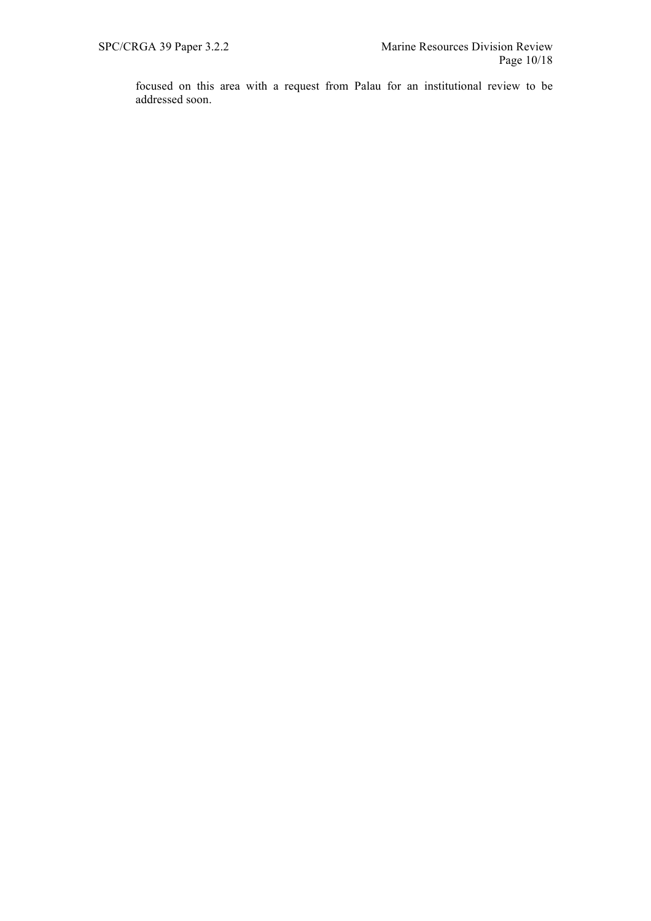focused on this area with a request from Palau for an institutional review to be addressed soon.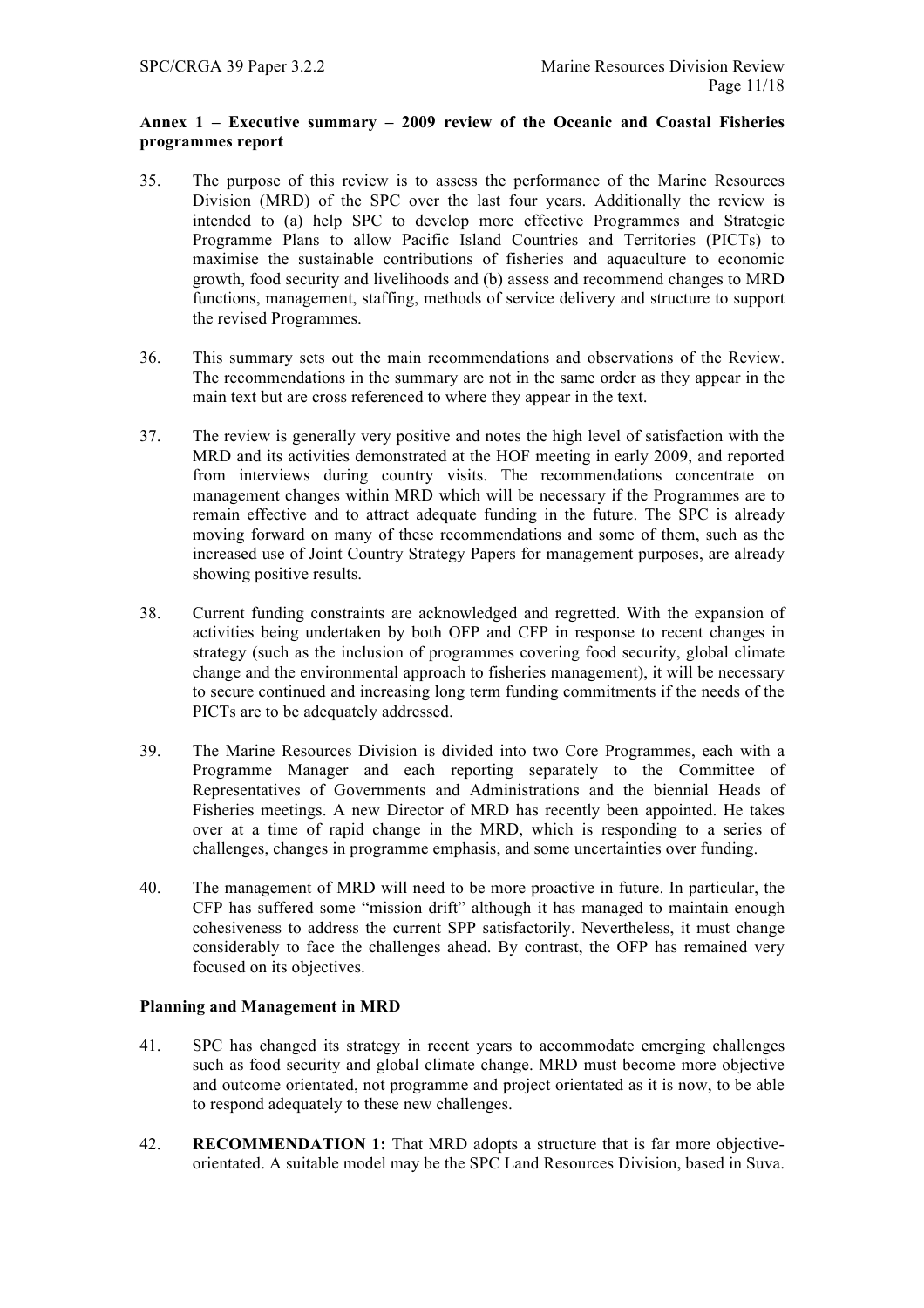**Annex 1 – Executive summary – 2009 review of the Oceanic and Coastal Fisheries programmes report**

35. The purpose of this review is to assess the performance of the Marine Resources Division (MRD) of the SPC over the last four years. Additionally the review is intended to (a) help SPC to develop more effective Programmes and Strategic Programme Plans to allow Pacific Island Countries and Territories (PICTs) to maximise the sustainable contributions of fisheries and aquaculture to economic growth, food security and livelihoods and (b) assess and recommend changes to MRD functions, management, staffing, methods of service delivery and structure to support the revised Programmes.

36. This summary sets out the main recommendations and observations of the Review. The recommendations in the summary are not in the same order as they appear in the main text but are cross referenced to where they appear in the text.

37. The review is generally very positive and notes the high level of satisfaction with the MRD and its activities demonstrated at the HOF meeting in early 2009, and reported from interviews during country visits. The recommendations concentrate on management changes within MRD which will be necessary if the Programmes are to remain effective and to attract adequate funding in the future. The SPC is already moving forward on many of these recommendations and some of them, such as the increased use of Joint Country Strategy Papers for management purposes, are already showing positive results.

38. Current funding constraints are acknowledged and regretted. With the expansion of activities being undertaken by both OFP and CFP in response to recent changes in strategy (such as the inclusion of programmes covering food security, global climate change and the environmental approach to fisheries management), it will be necessary to secure continued and increasing long term funding commitments if the needs of the PICTs are to be adequately addressed.

39. The Marine Resources Division is divided into two Core Programmes, each with a Programme Manager and each reporting separately to the Committee of Representatives of Governments and Administrations and the biennial Heads of Fisheries meetings. A new Director of MRD has recently been appointed. He takes over at a time of rapid change in the MRD, which is responding to a series of challenges, changes in programme emphasis, and some uncertainties over funding.

40. The management of MRD will need to be more proactive in future. In particular, the CFP has suffered some "mission drift" although it has managed to maintain enough cohesiveness to address the current SPP satisfactorily. Nevertheless, it must change considerably to face the challenges ahead. By contrast, the OFP has remained very focused on its objectives.

**Planning and Management in MRD**

41. SPC has changed its strategy in recent years to accommodate emerging challenges such as food security and global climate change. MRD must become more objective and outcome orientated, not programme and project orientated as it is now, to be able to respond adequately to these new challenges.

42. **RECOMMENDATION 1:** That MRD adopts a structure that is far more objective-orientated. A suitable model may be the SPC Land Resources Division, based in Suva.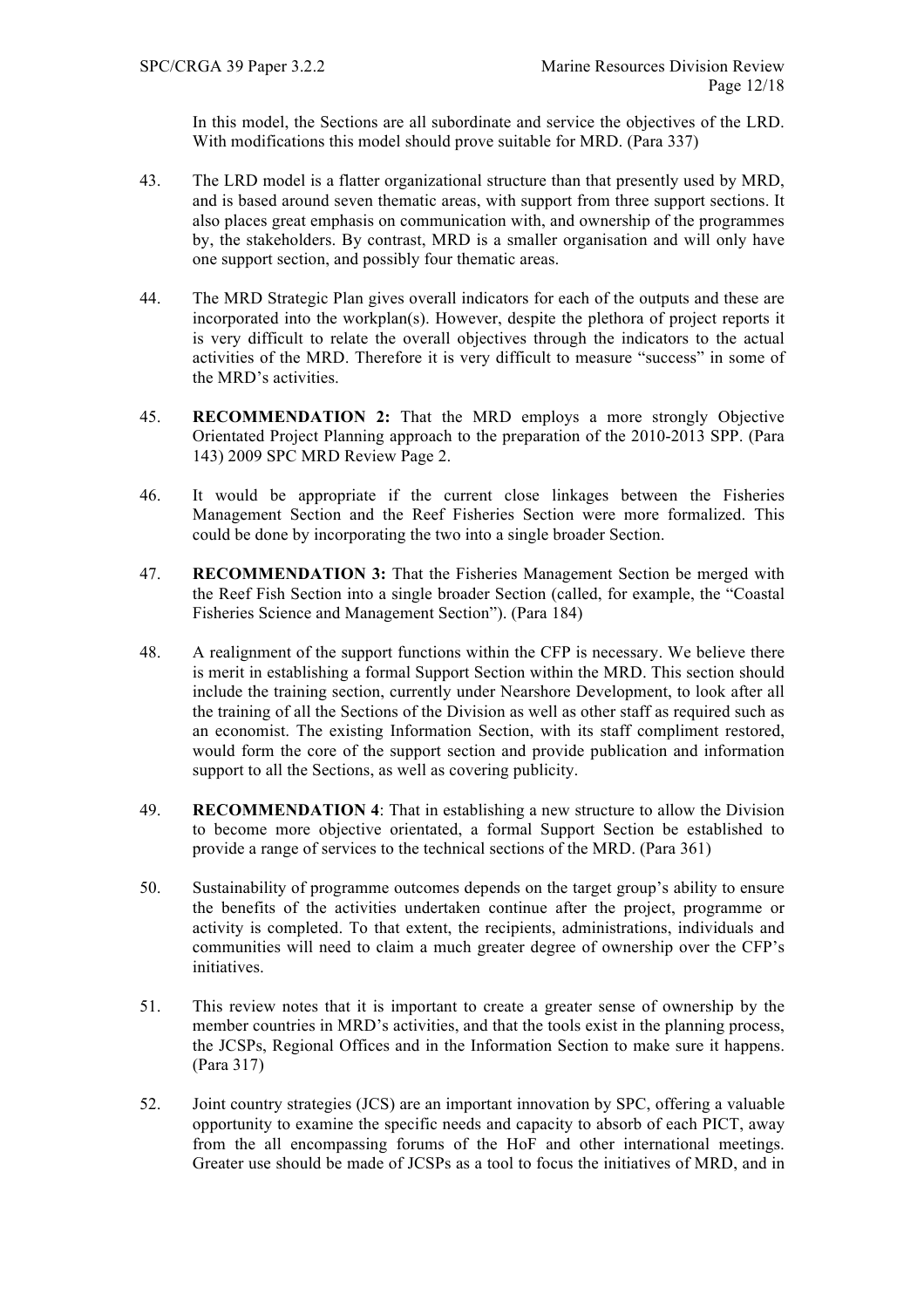In this model, the Sections are all subordinate and service the objectives of the LRD. With modifications this model should prove suitable for MRD. (Para 337)

43. The LRD model is a flatter organizational structure than that presently used by MRD, and is based around seven thematic areas, with support from three support sections. It also places great emphasis on communication with, and ownership of the programmes by, the stakeholders. By contrast, MRD is a smaller organisation and will only have one support section, and possibly four thematic areas.

44. The MRD Strategic Plan gives overall indicators for each of the outputs and these are incorporated into the workplan(s). However, despite the plethora of project reports it is very difficult to relate the overall objectives through the indicators to the actual activities of the MRD. Therefore it is very difficult to measure "success" in some of the MRD's activities.

45. **RECOMMENDATION 2:** That the MRD employs a more strongly Objective Orientated Project Planning approach to the preparation of the 2010-2013 SPP. (Para 143) 2009 SPC MRD Review Page 2.

46. It would be appropriate if the current close linkages between the Fisheries Management Section and the Reef Fisheries Section were more formalized. This could be done by incorporating the two into a single broader Section.

47. **RECOMMENDATION 3:** That the Fisheries Management Section be merged with the Reef Fish Section into a single broader Section (called, for example, the "Coastal Fisheries Science and Management Section"). (Para 184)

48. A realignment of the support functions within the CFP is necessary. We believe there is merit in establishing a formal Support Section within the MRD. This section should include the training section, currently under Nearshore Development, to look after all the training of all the Sections of the Division as well as other staff as required such as an economist. The existing Information Section, with its staff compliment restored, would form the core of the support section and provide publication and information support to all the Sections, as well as covering publicity.

49. **RECOMMENDATION 4**: That in establishing a new structure to allow the Division to become more objective orientated, a formal Support Section be established to provide a range of services to the technical sections of the MRD. (Para 361)

50. Sustainability of programme outcomes depends on the target group's ability to ensure the benefits of the activities undertaken continue after the project, programme or activity is completed. To that extent, the recipients, administrations, individuals and communities will need to claim a much greater degree of ownership over the CFP's initiatives.

51. This review notes that it is important to create a greater sense of ownership by the member countries in MRD's activities, and that the tools exist in the planning process, the JCSPs, Regional Offices and in the Information Section to make sure it happens. (Para 317)

52. Joint country strategies (JCS) are an important innovation by SPC, offering a valuable opportunity to examine the specific needs and capacity to absorb of each PICT, away from the all encompassing forums of the HoF and other international meetings. Greater use should be made of JCSPs as a tool to focus the initiatives of MRD, and in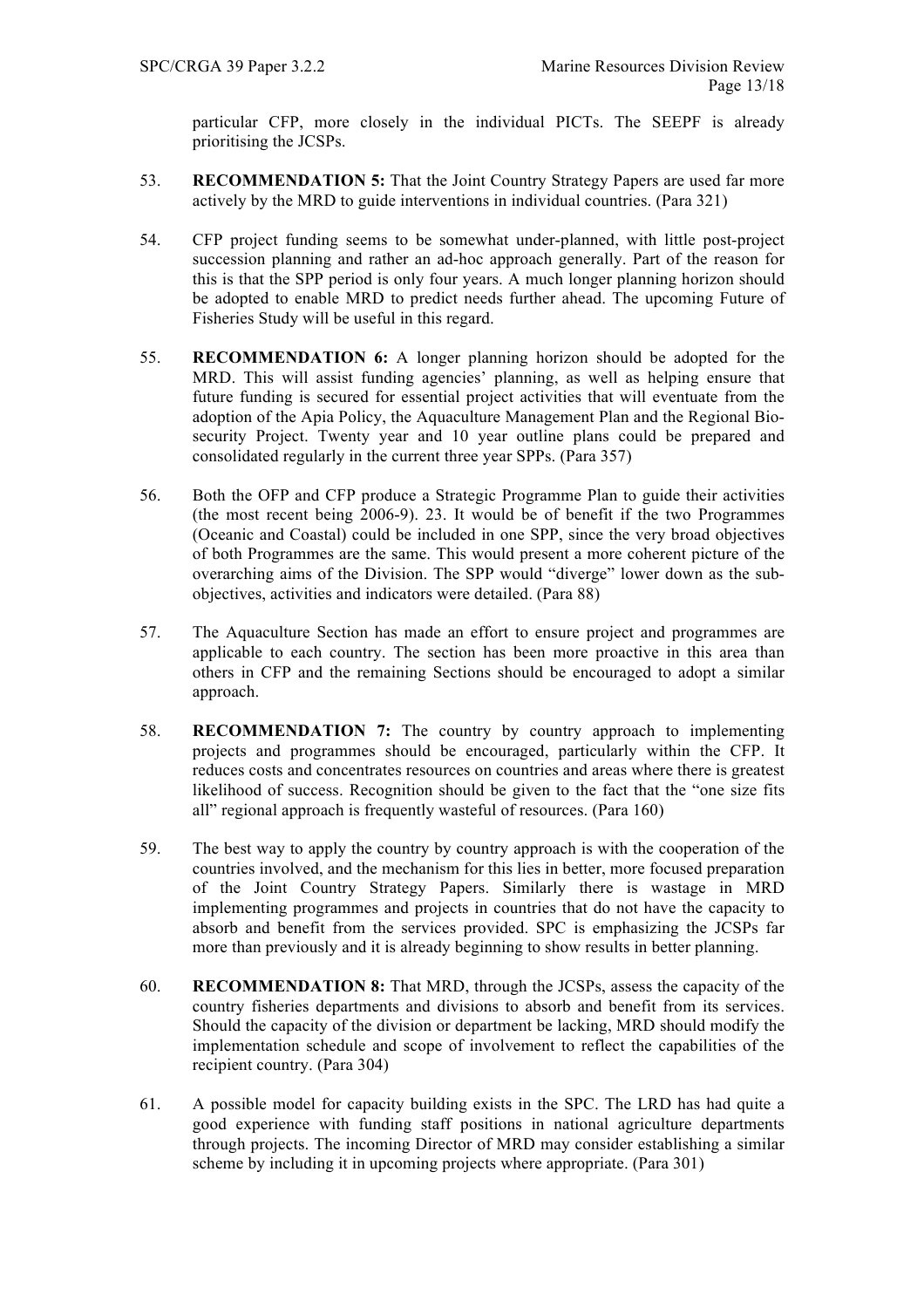particular CFP, more closely in the individual PICTs. The SEEPF is already prioritising the JCSPs.

53. **RECOMMENDATION 5:** That the Joint Country Strategy Papers are used far more actively by the MRD to guide interventions in individual countries. (Para 321)

54. CFP project funding seems to be somewhat under-planned, with little post-project succession planning and rather an ad-hoc approach generally. Part of the reason for this is that the SPP period is only four years. A much longer planning horizon should be adopted to enable MRD to predict needs further ahead. The upcoming Future of Fisheries Study will be useful in this regard.

55. **RECOMMENDATION 6:** A longer planning horizon should be adopted for the MRD. This will assist funding agencies' planning, as well as helping ensure that future funding is secured for essential project activities that will eventuate from the adoption of the Apia Policy, the Aquaculture Management Plan and the Regional Bio-security Project. Twenty year and 10 year outline plans could be prepared and consolidated regularly in the current three year SPPs. (Para 357)

56. Both the OFP and CFP produce a Strategic Programme Plan to guide their activities (the most recent being 2006-9). 23. It would be of benefit if the two Programmes (Oceanic and Coastal) could be included in one SPP, since the very broad objectives of both Programmes are the same. This would present a more coherent picture of the overarching aims of the Division. The SPP would "diverge" lower down as the sub-objectives, activities and indicators were detailed. (Para 88)

57. The Aquaculture Section has made an effort to ensure project and programmes are applicable to each country. The section has been more proactive in this area than others in CFP and the remaining Sections should be encouraged to adopt a similar approach.

58. **RECOMMENDATION 7:** The country by country approach to implementing projects and programmes should be encouraged, particularly within the CFP. It reduces costs and concentrates resources on countries and areas where there is greatest likelihood of success. Recognition should be given to the fact that the "one size fits all" regional approach is frequently wasteful of resources. (Para 160)

59. The best way to apply the country by country approach is with the cooperation of the countries involved, and the mechanism for this lies in better, more focused preparation of the Joint Country Strategy Papers. Similarly there is wastage in MRD implementing programmes and projects in countries that do not have the capacity to absorb and benefit from the services provided. SPC is emphasizing the JCSPs far more than previously and it is already beginning to show results in better planning.

60. **RECOMMENDATION 8:** That MRD, through the JCSPs, assess the capacity of the country fisheries departments and divisions to absorb and benefit from its services. Should the capacity of the division or department be lacking, MRD should modify the implementation schedule and scope of involvement to reflect the capabilities of the recipient country. (Para 304)

61. A possible model for capacity building exists in the SPC. The LRD has had quite a good experience with funding staff positions in national agriculture departments through projects. The incoming Director of MRD may consider establishing a similar scheme by including it in upcoming projects where appropriate. (Para 301)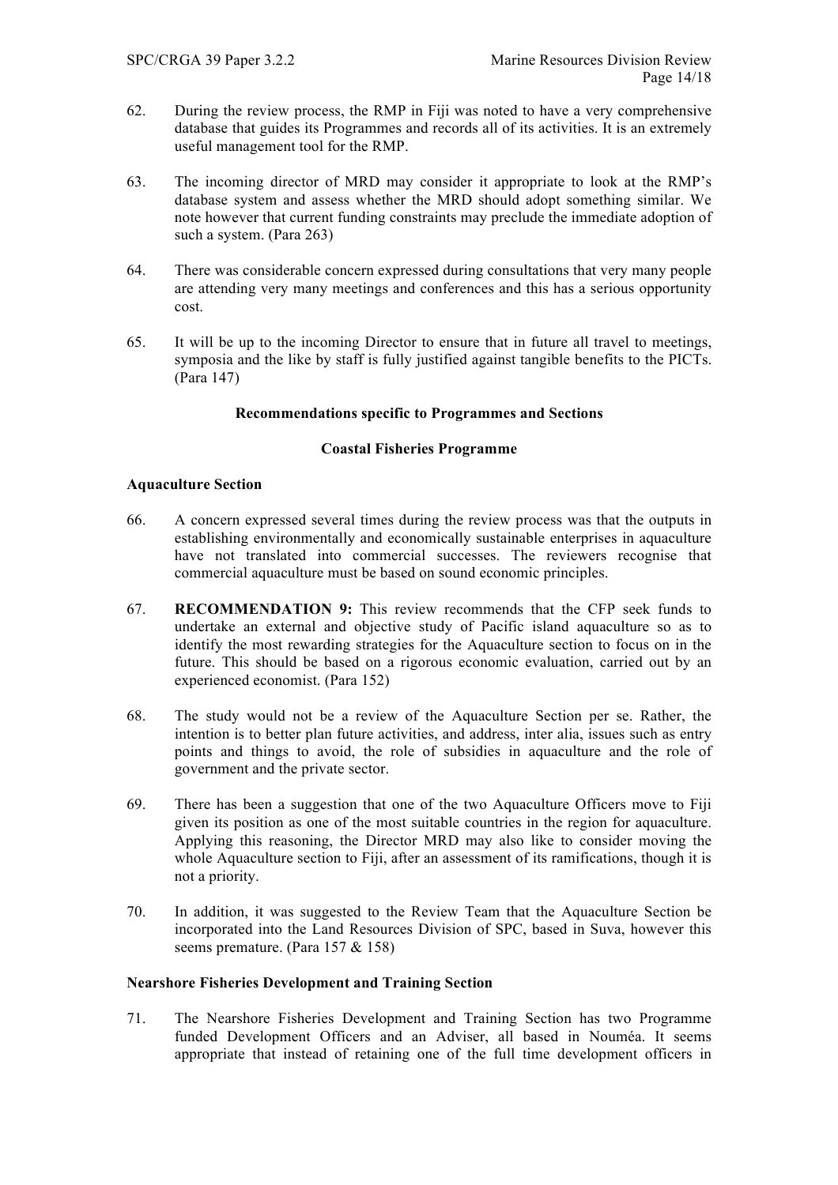62. During the review process, the RMP in Fiji was noted to have a very comprehensive database that guides its Programmes and records all of its activities. It is an extremely useful management tool for the RMP.

63. The incoming director of MRD may consider it appropriate to look at the RMP's database system and assess whether the MRD should adopt something similar. We note however that current funding constraints may preclude the immediate adoption of such a system. (Para 263)

64. There was considerable concern expressed during consultations that very many people are attending very many meetings and conferences and this has a serious opportunity cost.

65. It will be up to the incoming Director to ensure that in future all travel to meetings, symposia and the like by staff is fully justified against tangible benefits to the PICTs. (Para 147)

**Recommendations specific to Programmes and Sections**

**Coastal Fisheries Programme**

**Aquaculture Section**

66. A concern expressed several times during the review process was that the outputs in establishing environmentally and economically sustainable enterprises in aquaculture have not translated into commercial successes. The reviewers recognise that commercial aquaculture must be based on sound economic principles.

67. **RECOMMENDATION 9:** This review recommends that the CFP seek funds to undertake an external and objective study of Pacific island aquaculture so as to identify the most rewarding strategies for the Aquaculture section to focus on in the future. This should be based on a rigorous economic evaluation, carried out by an experienced economist. (Para 152)

68. The study would not be a review of the Aquaculture Section per se. Rather, the intention is to better plan future activities, and address, inter alia, issues such as entry points and things to avoid, the role of subsidies in aquaculture and the role of government and the private sector.

69. There has been a suggestion that one of the two Aquaculture Officers move to Fiji given its position as one of the most suitable countries in the region for aquaculture. Applying this reasoning, the Director MRD may also like to consider moving the whole Aquaculture section to Fiji, after an assessment of its ramifications, though it is not a priority.

70. In addition, it was suggested to the Review Team that the Aquaculture Section be incorporated into the Land Resources Division of SPC, based in Suva, however this seems premature. (Para 157 & 158)

**Nearshore Fisheries Development and Training Section**

71. The Nearshore Fisheries Development and Training Section has two Programme funded Development Officers and an Adviser, all based in Nouméa. It seems appropriate that instead of retaining one of the full time development officers in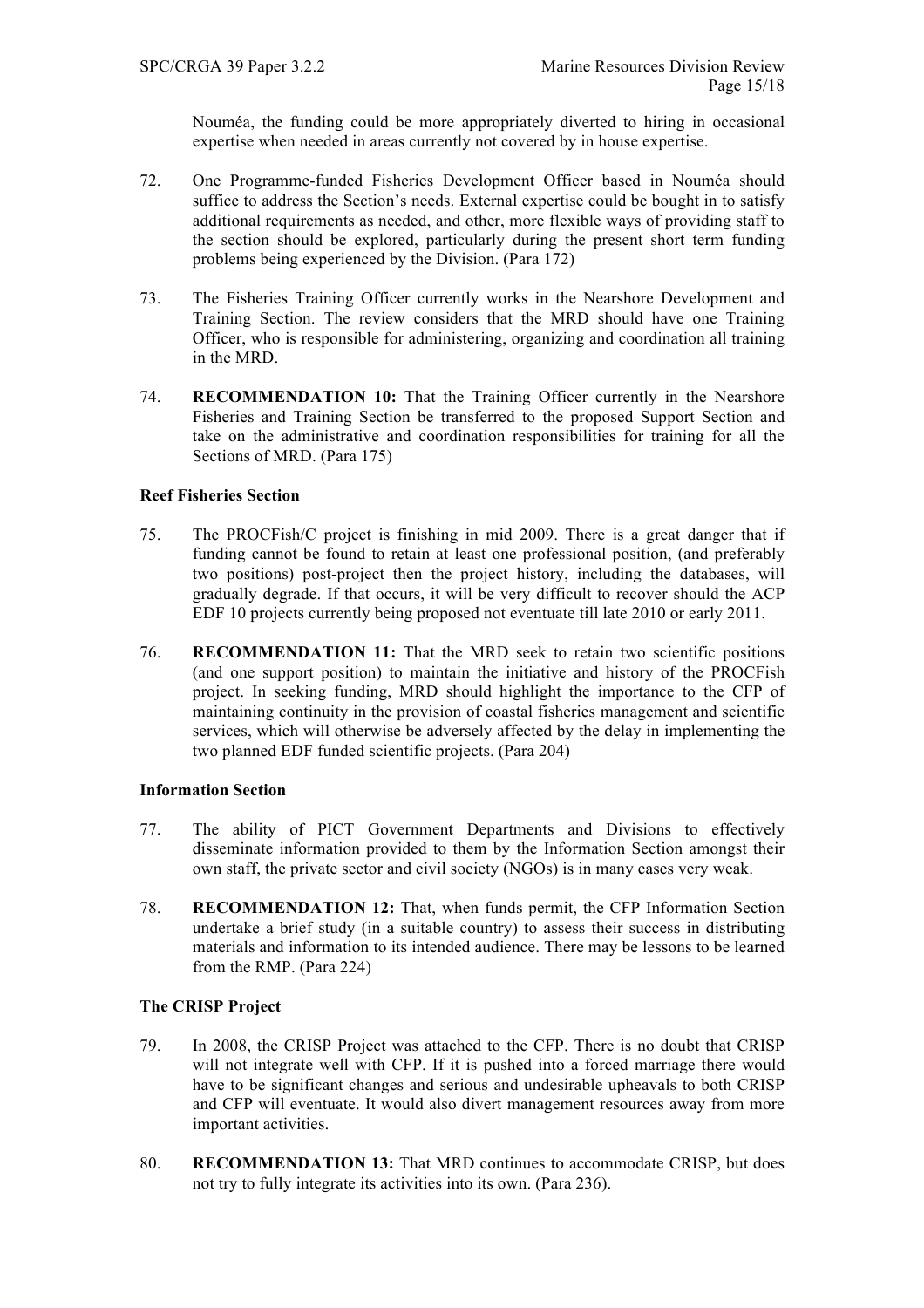Nouméa, the funding could be more appropriately diverted to hiring in occasional expertise when needed in areas currently not covered by in house expertise.

72. One Programme-funded Fisheries Development Officer based in Nouméa should suffice to address the Section's needs. External expertise could be bought in to satisfy additional requirements as needed, and other, more flexible ways of providing staff to the section should be explored, particularly during the present short term funding problems being experienced by the Division. (Para 172)

73. The Fisheries Training Officer currently works in the Nearshore Development and Training Section. The review considers that the MRD should have one Training Officer, who is responsible for administering, organizing and coordination all training in the MRD.

74. **RECOMMENDATION 10:** That the Training Officer currently in the Nearshore Fisheries and Training Section be transferred to the proposed Support Section and take on the administrative and coordination responsibilities for training for all the Sections of MRD. (Para 175)

**Reef Fisheries Section**

75. The PROCFish/C project is finishing in mid 2009. There is a great danger that if funding cannot be found to retain at least one professional position, (and preferably two positions) post-project then the project history, including the databases, will gradually degrade. If that occurs, it will be very difficult to recover should the ACP EDF 10 projects currently being proposed not eventuate till late 2010 or early 2011.

76. **RECOMMENDATION 11:** That the MRD seek to retain two scientific positions (and one support position) to maintain the initiative and history of the PROCFish project. In seeking funding, MRD should highlight the importance to the CFP of maintaining continuity in the provision of coastal fisheries management and scientific services, which will otherwise be adversely affected by the delay in implementing the two planned EDF funded scientific projects. (Para 204)

**Information Section**

77. The ability of PICT Government Departments and Divisions to effectively disseminate information provided to them by the Information Section amongst their own staff, the private sector and civil society (NGOs) is in many cases very weak.

78. **RECOMMENDATION 12:** That, when funds permit, the CFP Information Section undertake a brief study (in a suitable country) to assess their success in distributing materials and information to its intended audience. There may be lessons to be learned from the RMP. (Para 224)

**The CRISP Project**

79. In 2008, the CRISP Project was attached to the CFP. There is no doubt that CRISP will not integrate well with CFP. If it is pushed into a forced marriage there would have to be significant changes and serious and undesirable upheavals to both CRISP and CFP will eventuate. It would also divert management resources away from more important activities.

80. **RECOMMENDATION 13:** That MRD continues to accommodate CRISP, but does not try to fully integrate its activities into its own. (Para 236).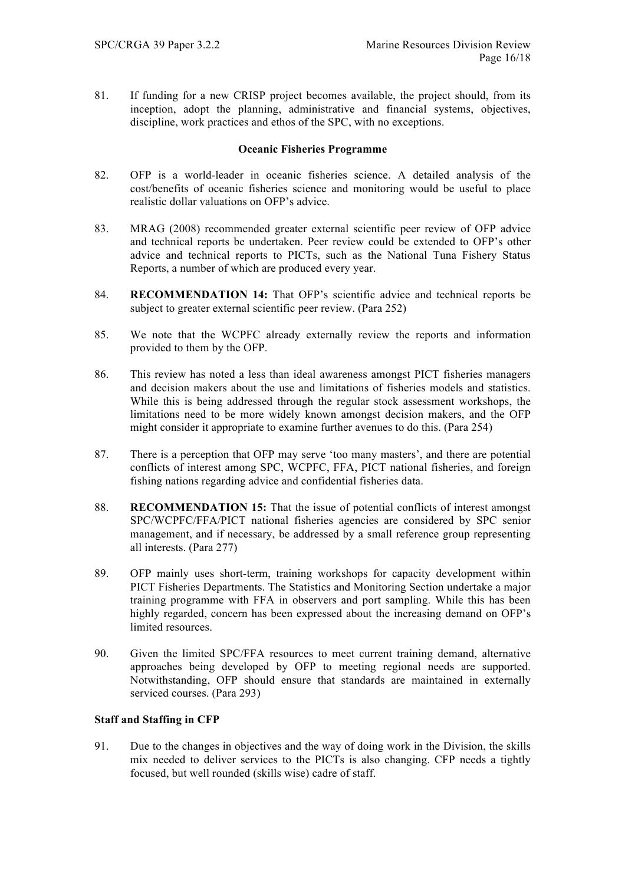81. If funding for a new CRISP project becomes available, the project should, from its inception, adopt the planning, administrative and financial systems, objectives, discipline, work practices and ethos of the SPC, with no exceptions.

**Oceanic Fisheries Programme**

82. OFP is a world-leader in oceanic fisheries science. A detailed analysis of the cost/benefits of oceanic fisheries science and monitoring would be useful to place realistic dollar valuations on OFP's advice.

83. MRAG (2008) recommended greater external scientific peer review of OFP advice and technical reports be undertaken. Peer review could be extended to OFP's other advice and technical reports to PICTs, such as the National Tuna Fishery Status Reports, a number of which are produced every year.

84. **RECOMMENDATION 14:** That OFP's scientific advice and technical reports be subject to greater external scientific peer review. (Para 252)

85. We note that the WCPFC already externally review the reports and information provided to them by the OFP.

86. This review has noted a less than ideal awareness amongst PICT fisheries managers and decision makers about the use and limitations of fisheries models and statistics. While this is being addressed through the regular stock assessment workshops, the limitations need to be more widely known amongst decision makers, and the OFP might consider it appropriate to examine further avenues to do this. (Para 254)

87. There is a perception that OFP may serve 'too many masters', and there are potential conflicts of interest among SPC, WCPFC, FFA, PICT national fisheries, and foreign fishing nations regarding advice and confidential fisheries data.

88. **RECOMMENDATION 15:** That the issue of potential conflicts of interest amongst SPC/WCPFC/FFA/PICT national fisheries agencies are considered by SPC senior management, and if necessary, be addressed by a small reference group representing all interests. (Para 277)

89. OFP mainly uses short-term, training workshops for capacity development within PICT Fisheries Departments. The Statistics and Monitoring Section undertake a major training programme with FFA in observers and port sampling. While this has been highly regarded, concern has been expressed about the increasing demand on OFP's limited resources.

90. Given the limited SPC/FFA resources to meet current training demand, alternative approaches being developed by OFP to meeting regional needs are supported. Notwithstanding, OFP should ensure that standards are maintained in externally serviced courses. (Para 293)

**Staff and Staffing in CFP**

91. Due to the changes in objectives and the way of doing work in the Division, the skills mix needed to deliver services to the PICTs is also changing. CFP needs a tightly focused, but well rounded (skills wise) cadre of staff.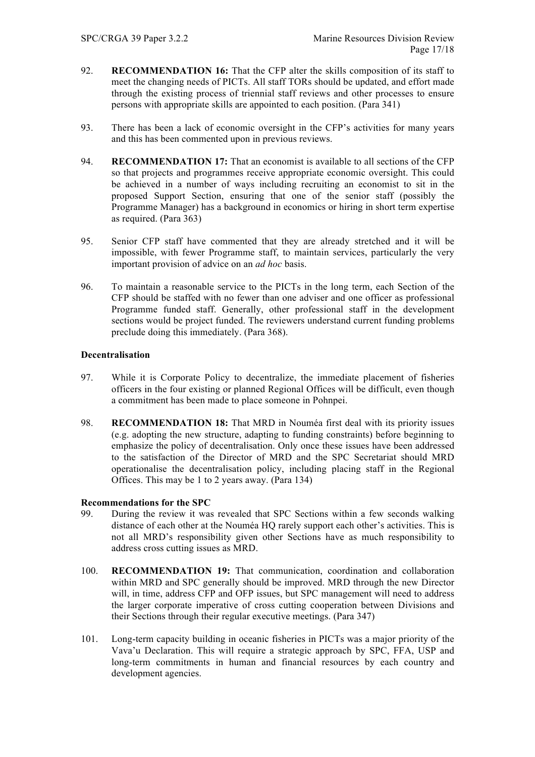92. **RECOMMENDATION 16:** That the CFP alter the skills composition of its staff to meet the changing needs of PICTs. All staff TORs should be updated, and effort made through the existing process of triennial staff reviews and other processes to ensure persons with appropriate skills are appointed to each position. (Para 341)

93. There has been a lack of economic oversight in the CFP's activities for many years and this has been commented upon in previous reviews.

94. **RECOMMENDATION 17:** That an economist is available to all sections of the CFP so that projects and programmes receive appropriate economic oversight. This could be achieved in a number of ways including recruiting an economist to sit in the proposed Support Section, ensuring that one of the senior staff (possibly the Programme Manager) has a background in economics or hiring in short term expertise as required. (Para 363)

95. Senior CFP staff have commented that they are already stretched and it will be impossible, with fewer Programme staff, to maintain services, particularly the very important provision of advice on an *ad hoc* basis.

96. To maintain a reasonable service to the PICTs in the long term, each Section of the CFP should be staffed with no fewer than one adviser and one officer as professional Programme funded staff. Generally, other professional staff in the development sections would be project funded. The reviewers understand current funding problems preclude doing this immediately. (Para 368).

**Decentralisation**

97. While it is Corporate Policy to decentralize, the immediate placement of fisheries officers in the four existing or planned Regional Offices will be difficult, even though a commitment has been made to place someone in Pohnpei.

98. **RECOMMENDATION 18:** That MRD in Nouméa first deal with its priority issues (e.g. adopting the new structure, adapting to funding constraints) before beginning to emphasize the policy of decentralisation. Only once these issues have been addressed to the satisfaction of the Director of MRD and the SPC Secretariat should MRD operationalise the decentralisation policy, including placing staff in the Regional Offices. This may be 1 to 2 years away. (Para 134)

**Recommendations for the SPC**

99. During the review it was revealed that SPC Sections within a few seconds walking distance of each other at the Nouméa HQ rarely support each other's activities. This is not all MRD's responsibility given other Sections have as much responsibility to address cross cutting issues as MRD.

100. **RECOMMENDATION 19:** That communication, coordination and collaboration within MRD and SPC generally should be improved. MRD through the new Director will, in time, address CFP and OFP issues, but SPC management will need to address the larger corporate imperative of cross cutting cooperation between Divisions and their Sections through their regular executive meetings. (Para 347)

101. Long-term capacity building in oceanic fisheries in PICTs was a major priority of the Vava'u Declaration. This will require a strategic approach by SPC, FFA, USP and long-term commitments in human and financial resources by each country and development agencies.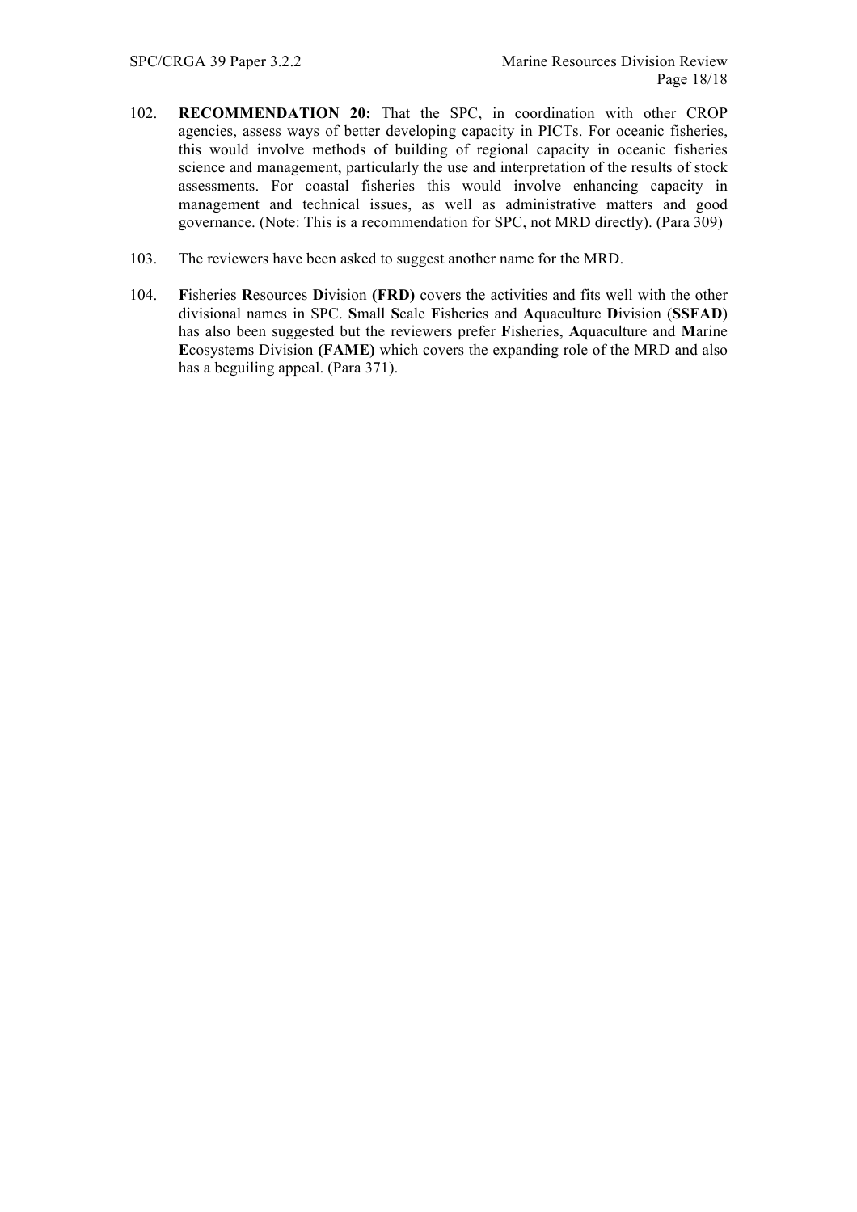102. **RECOMMENDATION 20:** That the SPC, in coordination with other CROP agencies, assess ways of better developing capacity in PICTs. For oceanic fisheries, this would involve methods of building of regional capacity in oceanic fisheries science and management, particularly the use and interpretation of the results of stock assessments. For coastal fisheries this would involve enhancing capacity in management and technical issues, as well as administrative matters and good governance. (Note: This is a recommendation for SPC, not MRD directly). (Para 309)

103. The reviewers have been asked to suggest another name for the MRD.

104. **F**isheries **R**esources **D**ivision **(FRD)** covers the activities and fits well with the other divisional names in SPC. **S**mall **S**cale **F**isheries and **A**quaculture **D**ivision (**SSFAD**) has also been suggested but the reviewers prefer **F**isheries, **A**quaculture and **M**arine **E**cosystems Division **(FAME)** which covers the expanding role of the MRD and also has a beguiling appeal. (Para 371).